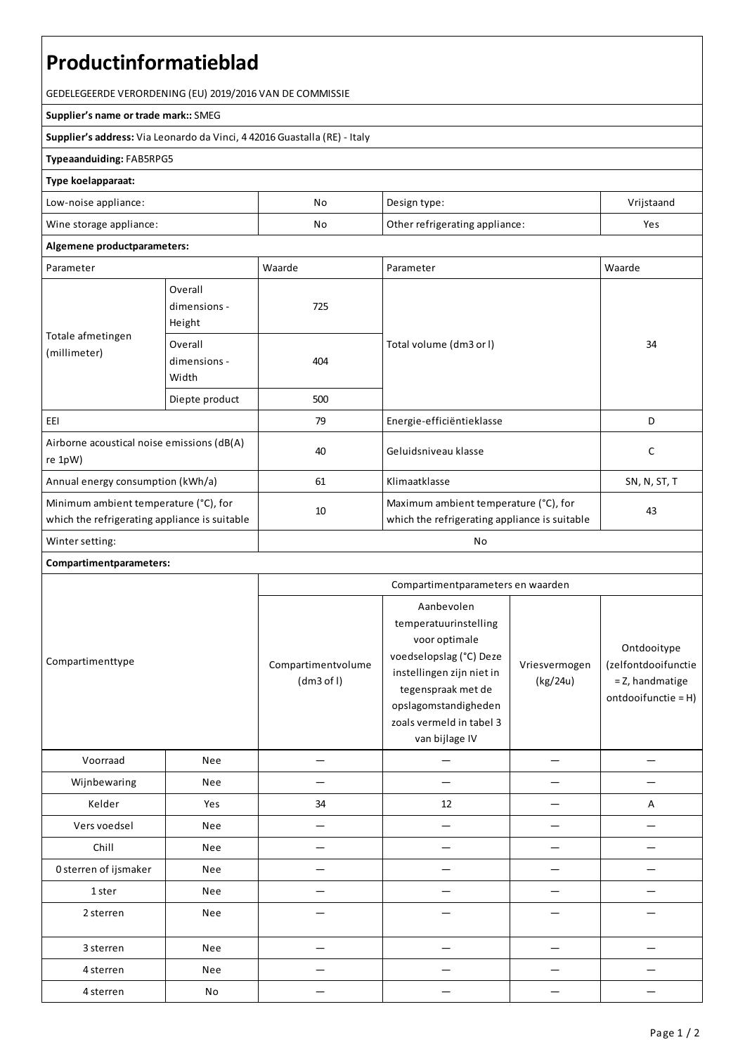# Productinformatieblad

GEDELEGEERDE VERORDENING (EU) 2019/2016 VAN DE COMMISSIE

**Supplier's name or trade mark::** SMEG

**Supplier's address:** Via Leonardo da Vinci, 4 42016 Guastalla (RE) - Italy

**Typeaanduiding:** FAB5RPG5

**Type koelapparaat:**

| | | | |
|---|---|---|---|
| Low-noise appliance: | No | Design type: | Vrijstaand |
| Wine storage appliance: | No | Other refrigerating appliance: | Yes |

**Algemene productparameters:**

| Parameter | | Waarde | Parameter | Waarde |
|---|---|---|---|---|
| Totale afmetingen (millimeter) | Overall dimensions - Height | 725 | Total volume (dm3 or l) | 34 |
| | Overall dimensions - Width | 404 | | |
| | Diepte product | 500 | | |
| EEI | | 79 | Energie-efficiëntieklasse | D |
| Airborne acoustical noise emissions (dB(A) re 1pW) | | 40 | Geluidsniveau klasse | C |
| Annual energy consumption (kWh/a) | | 61 | Klimaatklasse | SN, N, ST, T |
| Minimum ambient temperature (°C), for which the refrigerating appliance is suitable | | 10 | Maximum ambient temperature (°C), for which the refrigerating appliance is suitable | 43 |
| Winter setting: | | No | | |

**Compartimentparameters:**

| Compartimenttype | | Compartimentparameters en waarden | | | |
|---|---|---|---|---|---|
| | | Compartimentvolume (dm3 of l) | Aanbevolen temperatuurinstelling voor optimale voedselopslag (°C) Deze instellingen zijn niet in tegenspraak met de opslagomstandigheden zoals vermeld in tabel 3 van bijlage IV | Vriesvermogen (kg/24u) | Ontdooitype (zelfontdooifunctie = Z, handmatige ontdooifunctie = H) |
| Voorraad | Nee | — | — | — | — |
| Wijnbewaring | Nee | — | — | — | — |
| Kelder | Yes | 34 | 12 | — | A |
| Vers voedsel | Nee | — | — | — | — |
| Chill | Nee | — | — | — | — |
| 0 sterren of ijsmaker | Nee | — | — | — | — |
| 1 ster | Nee | — | — | — | — |
| 2 sterren | Nee | — | — | — | — |
| 3 sterren | Nee | — | — | — | — |
| 4 sterren | Nee | — | — | — | — |
| 4 sterren | No | — | — | — | — |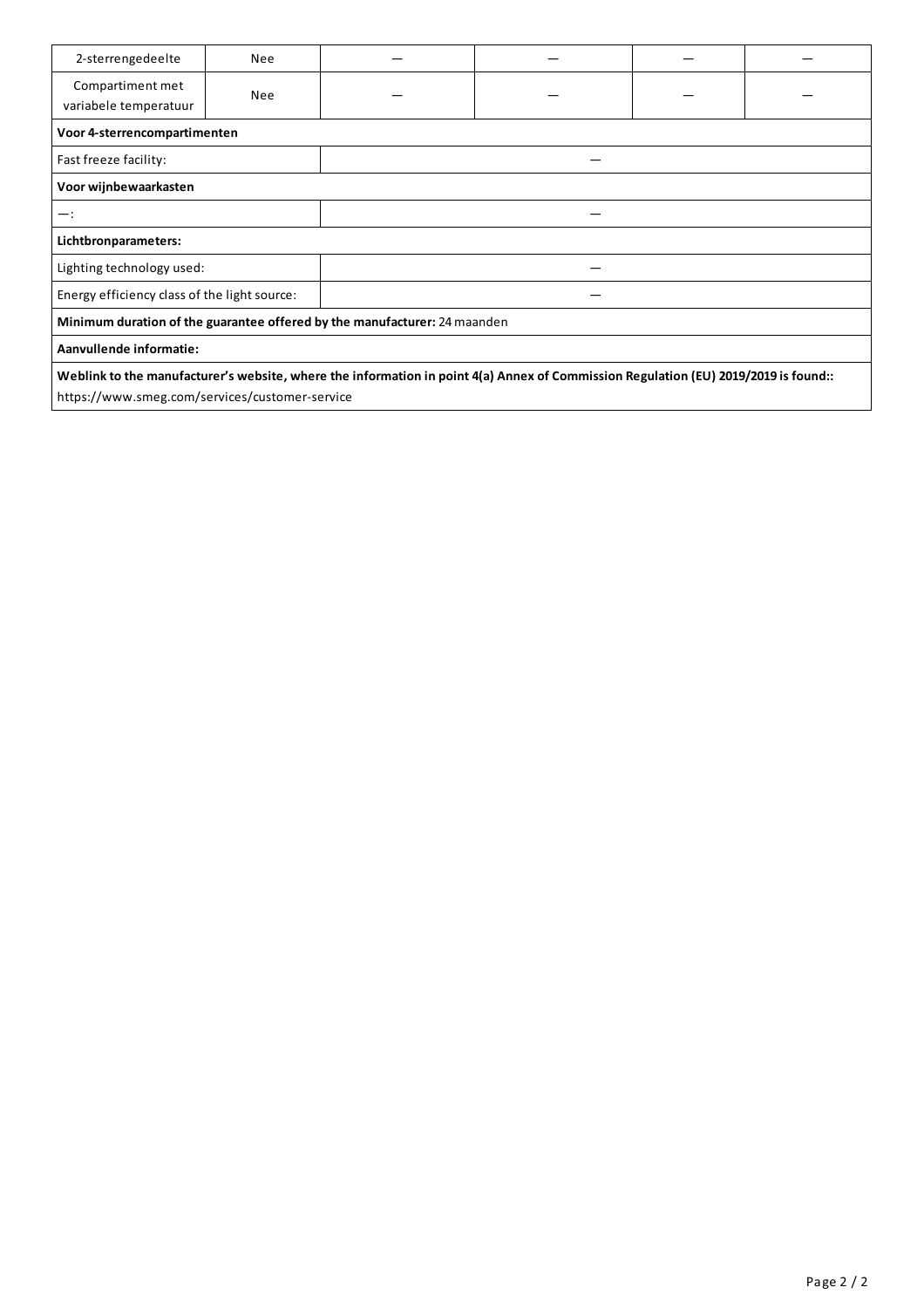| | | | | | |
|---|---|---|---|---|---|
| 2-sterrengedeelte | Nee | — | — | — | — |
| Compartiment met variabele temperatuur | Nee | — | — | — | — |
| **Voor 4-sterrencompartimenten** | | | | | |
| Fast freeze facility: | | — | | | |
| **Voor wijnbewaarkasten** | | | | | |
| —: | | — | | | |
| **Lichtbronparameters:** | | | | | |
| Lighting technology used: | | — | | | |
| Energy efficiency class of the light source: | | — | | | |
| **Minimum duration of the guarantee offered by the manufacturer:** 24 maanden | | | | | |
| **Aanvullende informatie:** | | | | | |
| **Weblink to the manufacturer's website, where the information in point 4(a) Annex of Commission Regulation (EU) 2019/2019 is found::** https://www.smeg.com/services/customer-service | | | | | |